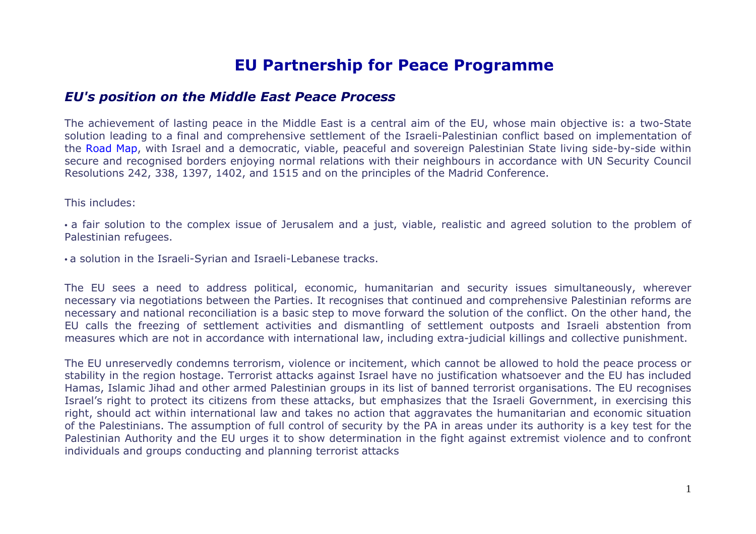# EU Partnership for Peace Programme

## *EU's position on the Middle East Peace Process*

The achievement of lasting peace in the Middle East is a central aim of the EU, whose main objective is: a two-State solution leading to a final and comprehensive settlement of the Israeli-Palestinian conflict based on implementation of the Road Map, with Israel and a democratic, viable, peaceful and sovereign Palestinian State living side-by-side within secure and recognised borders enjoying normal relations with their neighbours in accordance with UN Security Council Resolutions 242, 338, 1397, 1402, and 1515 and on the principles of the Madrid Conference.

This includes:

- a fair solution to the complex issue of Jerusalem and a just, viable, realistic and agreed solution to the problem of Palestinian refugees.
- a solution in the Israeli-Syrian and Israeli-Lebanese tracks.

The EU sees a need to address political, economic, humanitarian and security issues simultaneously, wherever necessary via negotiations between the Parties. It recognises that continued and comprehensive Palestinian reforms are necessary and national reconciliation is a basic step to move forward the solution of the conflict. On the other hand, the EU calls the freezing of settlement activities and dismantling of settlement outposts and Israeli abstention from measures which are not in accordance with international law, including extra-judicial killings and collective punishment.

The EU unreservedly condemns terrorism, violence or incitement, which cannot be allowed to hold the peace process or stability in the region hostage. Terrorist attacks against Israel have no justification whatsoever and the EU has included Hamas, Islamic Jihad and other armed Palestinian groups in its list of banned terrorist organisations. The EU recognises Israel's right to protect its citizens from these attacks, but emphasizes that the Israeli Government, in exercising this right, should act within international law and takes no action that aggravates the humanitarian and economic situation of the Palestinians. The assumption of full control of security by the PA in areas under its authority is a key test for the Palestinian Authority and the EU urges it to show determination in the fight against extremist violence and to confront individuals and groups conducting and planning terrorist attacks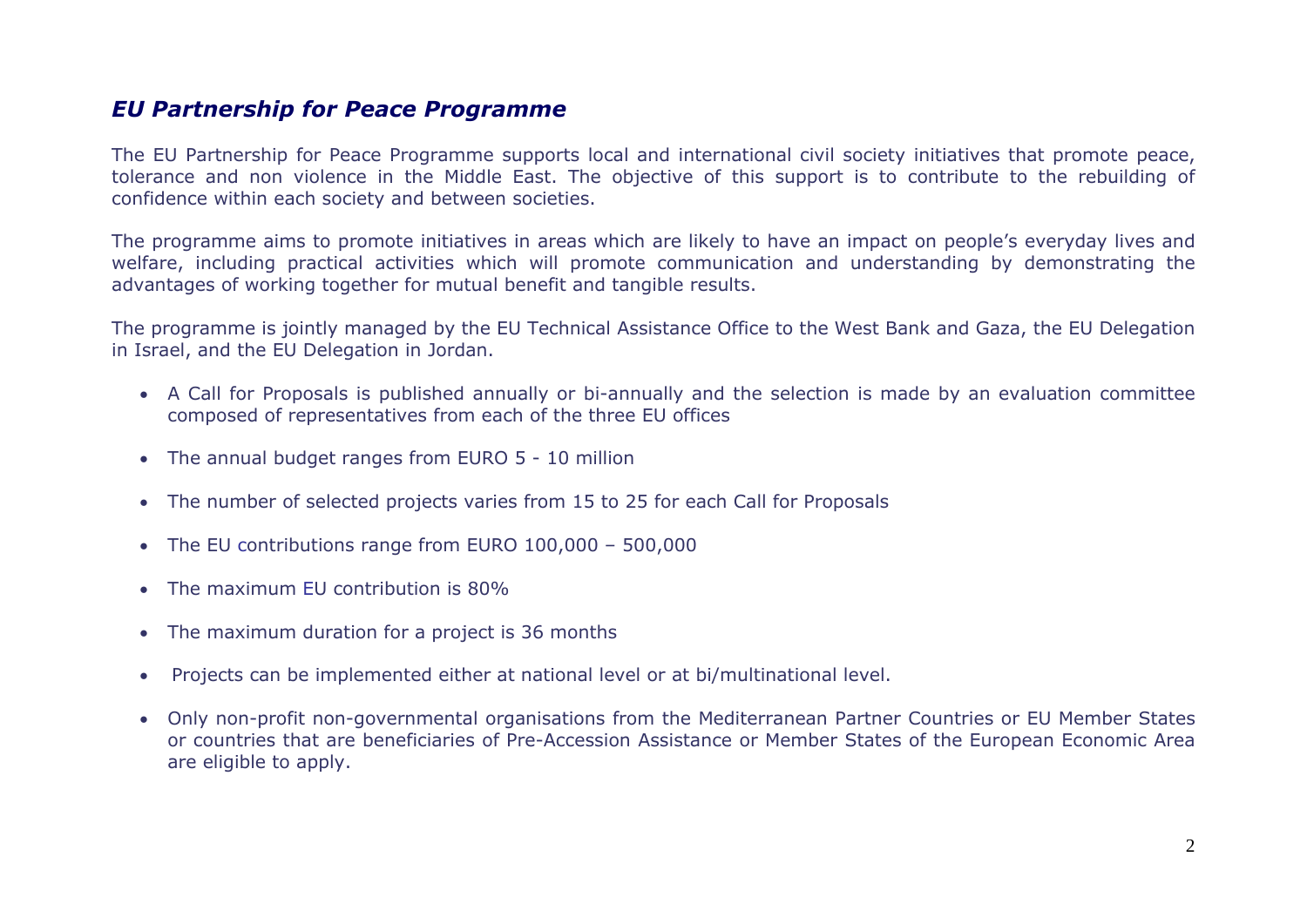## *EU Partnership for Peace Programme*

The EU Partnership for Peace Programme supports local and international civil society initiatives that promote peace, tolerance and non violence in the Middle East. The objective of this support is to contribute to the rebuilding of confidence within each society and between societies.

The programme aims to promote initiatives in areas which are likely to have an impact on people's everyday lives and welfare, including practical activities which will promote communication and understanding by demonstrating the advantages of working together for mutual benefit and tangible results.

The programme is jointly managed by the EU Technical Assistance Office to the West Bank and Gaza, the EU Delegation in Israel, and the EU Delegation in Jordan.

- A Call for Proposals is published annually or bi-annually and the selection is made by an evaluation committee composed of representatives from each of the three EU offices
- The annual budget ranges from EURO 5 - 10 million
- The number of selected projects varies from 15 to 25 for each Call for Proposals
- The EU contributions range from EURO 100,000 – 500,000
- The maximum EU contribution is 80%
- The maximum duration for a project is 36 months
- Projects can be implemented either at national level or at bi/multinational level.
- Only non-profit non-governmental organisations from the Mediterranean Partner Countries or EU Member States or countries that are beneficiaries of Pre-Accession Assistance or Member States of the European Economic Area are eligible to apply.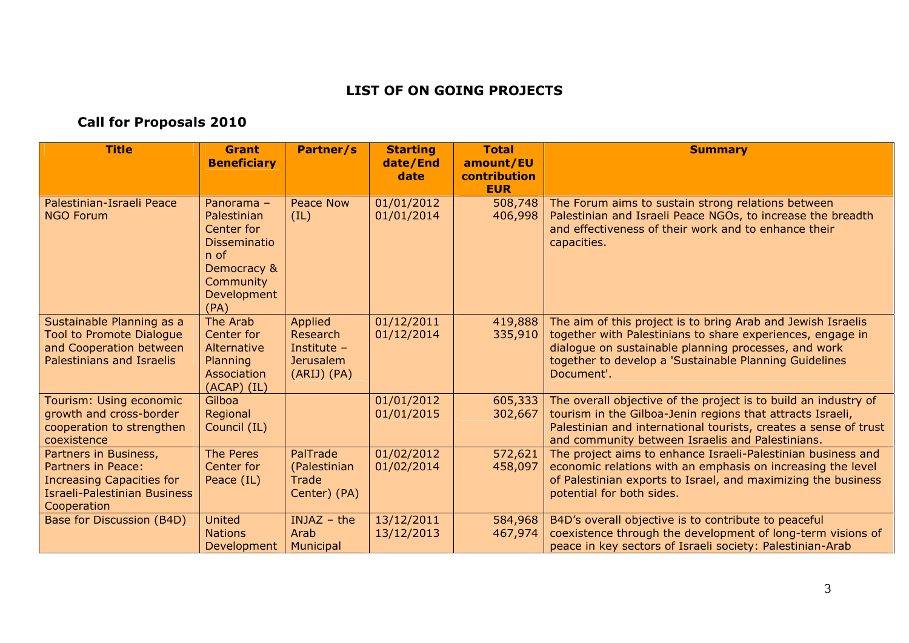## LIST OF ON GOING PROJECTS

### Call for Proposals 2010

| Title | Grant Beneficiary | Partner/s | Starting date/End date | Total amount/EU contribution EUR | Summary |
|---|---|---|---|---|---|
| Palestinian-Israeli Peace NGO Forum | Panorama – Palestinian Center for Dissemination of Democracy & Community Development (PA) | Peace Now (IL) | 01/01/2012<br>01/01/2014 | 508,748<br>406,998 | The Forum aims to sustain strong relations between Palestinian and Israeli Peace NGOs, to increase the breadth and effectiveness of their work and to enhance their capacities. |
| Sustainable Planning as a Tool to Promote Dialogue and Cooperation between Palestinians and Israelis | The Arab Center for Alternative Planning Association (ACAP) (IL) | Applied Research Institute – Jerusalem (ARIJ) (PA) | 01/12/2011<br>01/12/2014 | 419,888<br>335,910 | The aim of this project is to bring Arab and Jewish Israelis together with Palestinians to share experiences, engage in dialogue on sustainable planning processes, and work together to develop a 'Sustainable Planning Guidelines Document'. |
| Tourism: Using economic growth and cross-border cooperation to strengthen coexistence | Gilboa Regional Council (IL) | | 01/01/2012<br>01/01/2015 | 605,333<br>302,667 | The overall objective of the project is to build an industry of tourism in the Gilboa-Jenin regions that attracts Israeli, Palestinian and international tourists, creates a sense of trust and community between Israelis and Palestinians. |
| Partners in Business, Partners in Peace: Increasing Capacities for Israeli-Palestinian Business Cooperation | The Peres Center for Peace (IL) | PalTrade (Palestinian Trade Center) (PA) | 01/02/2012<br>01/02/2014 | 572,621<br>458,097 | The project aims to enhance Israeli-Palestinian business and economic relations with an emphasis on increasing the level of Palestinian exports to Israel, and maximizing the business potential for both sides. |
| Base for Discussion (B4D) | United Nations Development | INJAZ – the Arab Municipal | 13/12/2011<br>13/12/2013 | 584,968<br>467,974 | B4D's overall objective is to contribute to peaceful coexistence through the development of long-term visions of peace in key sectors of Israeli society: Palestinian-Arab |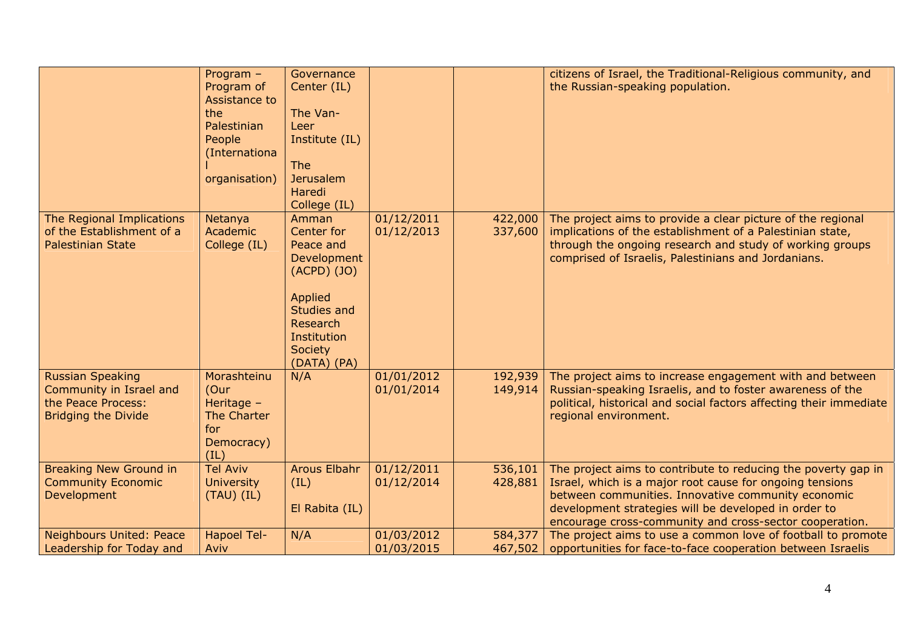|  |  |  |  |  |  |
|---|---|---|---|---|---|
|  | Program – Program of Assistance to the Palestinian People (International organisation) | Governance Center (IL)<br><br>The Van-Leer Institute (IL)<br><br>The Jerusalem Haredi College (IL) |  |  | citizens of Israel, the Traditional-Religious community, and the Russian-speaking population. |
| The Regional Implications of the Establishment of a Palestinian State | Netanya Academic College (IL) | Amman Center for Peace and Development (ACPD) (JO)<br><br>Applied Studies and Research Institution Society (DATA) (PA) | 01/12/2011<br>01/12/2013 | 422,000<br>337,600 | The project aims to provide a clear picture of the regional implications of the establishment of a Palestinian state, through the ongoing research and study of working groups comprised of Israelis, Palestinians and Jordanians. |
| Russian Speaking Community in Israel and the Peace Process: Bridging the Divide | Morashteinu (Our Heritage – The Charter for Democracy) (IL) | N/A | 01/01/2012<br>01/01/2014 | 192,939<br>149,914 | The project aims to increase engagement with and between Russian-speaking Israelis, and to foster awareness of the political, historical and social factors affecting their immediate regional environment. |
| Breaking New Ground in Community Economic Development | Tel Aviv University (TAU) (IL) | Arous Elbahr (IL)<br><br>El Rabita (IL) | 01/12/2011<br>01/12/2014 | 536,101<br>428,881 | The project aims to contribute to reducing the poverty gap in Israel, which is a major root cause for ongoing tensions between communities. Innovative community economic development strategies will be developed in order to encourage cross-community and cross-sector cooperation. |
| Neighbours United: Peace Leadership for Today and | Hapoel Tel-Aviv | N/A | 01/03/2012<br>01/03/2015 | 584,377<br>467,502 | The project aims to use a common love of football to promote opportunities for face-to-face cooperation between Israelis |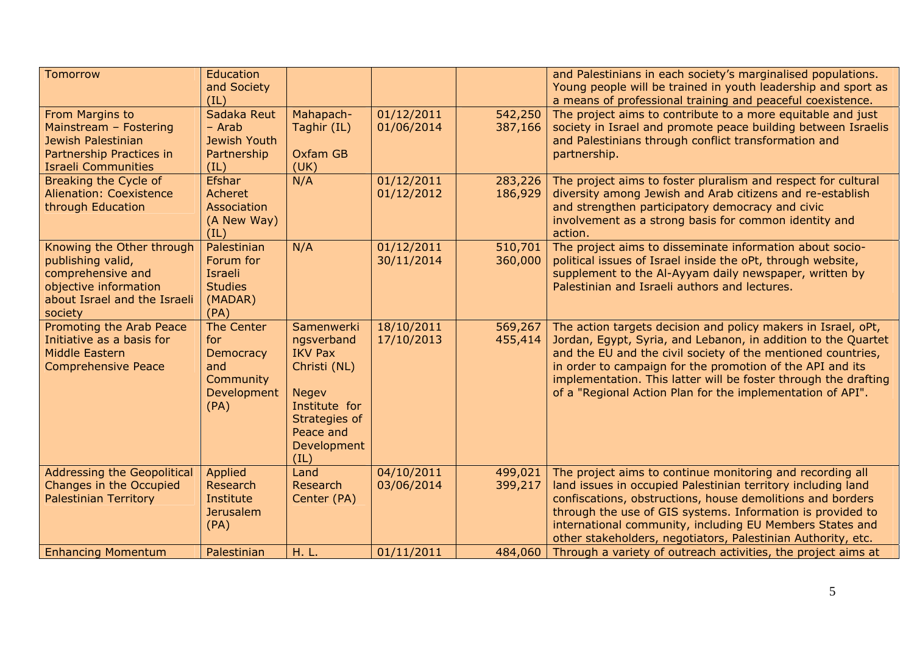| | | | | | |
|---|---|---|---|---|---|
| Tomorrow | Education and Society (IL) | | | | and Palestinians in each society's marginalised populations. Young people will be trained in youth leadership and sport as a means of professional training and peaceful coexistence. |
| From Margins to Mainstream – Fostering Jewish Palestinian Partnership Practices in Israeli Communities | Sadaka Reut – Arab Jewish Youth Partnership (IL) | Mahapach-Taghir (IL)<br><br>Oxfam GB (UK) | 01/12/2011<br>01/06/2014 | 542,250<br>387,166 | The project aims to contribute to a more equitable and just society in Israel and promote peace building between Israelis and Palestinians through conflict transformation and partnership. |
| Breaking the Cycle of Alienation: Coexistence through Education | Efshar Acheret Association (A New Way) (IL) | N/A | 01/12/2011<br>01/12/2012 | 283,226<br>186,929 | The project aims to foster pluralism and respect for cultural diversity among Jewish and Arab citizens and re-establish and strengthen participatory democracy and civic involvement as a strong basis for common identity and action. |
| Knowing the Other through publishing valid, comprehensive and objective information about Israel and the Israeli society | Palestinian Forum for Israeli Studies (MADAR) (PA) | N/A | 01/12/2011<br>30/11/2014 | 510,701<br>360,000 | The project aims to disseminate information about socio-political issues of Israel inside the oPt, through website, supplement to the Al-Ayyam daily newspaper, written by Palestinian and Israeli authors and lectures. |
| Promoting the Arab Peace Initiative as a basis for Middle Eastern Comprehensive Peace | The Center for Democracy and Community Development (PA) | Samenwerkingsverband IKV Pax Christi (NL)<br><br>Negev Institute for Strategies of Peace and Development (IL) | 18/10/2011<br>17/10/2013 | 569,267<br>455,414 | The action targets decision and policy makers in Israel, oPt, Jordan, Egypt, Syria, and Lebanon, in addition to the Quartet and the EU and the civil society of the mentioned countries, in order to campaign for the promotion of the API and its implementation. This latter will be foster through the drafting of a "Regional Action Plan for the implementation of API". |
| Addressing the Geopolitical Changes in the Occupied Palestinian Territory | Applied Research Institute Jerusalem (PA) | Land Research Center (PA) | 04/10/2011<br>03/06/2014 | 499,021<br>399,217 | The project aims to continue monitoring and recording all land issues in occupied Palestinian territory including land confiscations, obstructions, house demolitions and borders through the use of GIS systems. Information is provided to international community, including EU Members States and other stakeholders, negotiators, Palestinian Authority, etc. |
| Enhancing Momentum | Palestinian | H. L. | 01/11/2011 | 484,060 | Through a variety of outreach activities, the project aims at |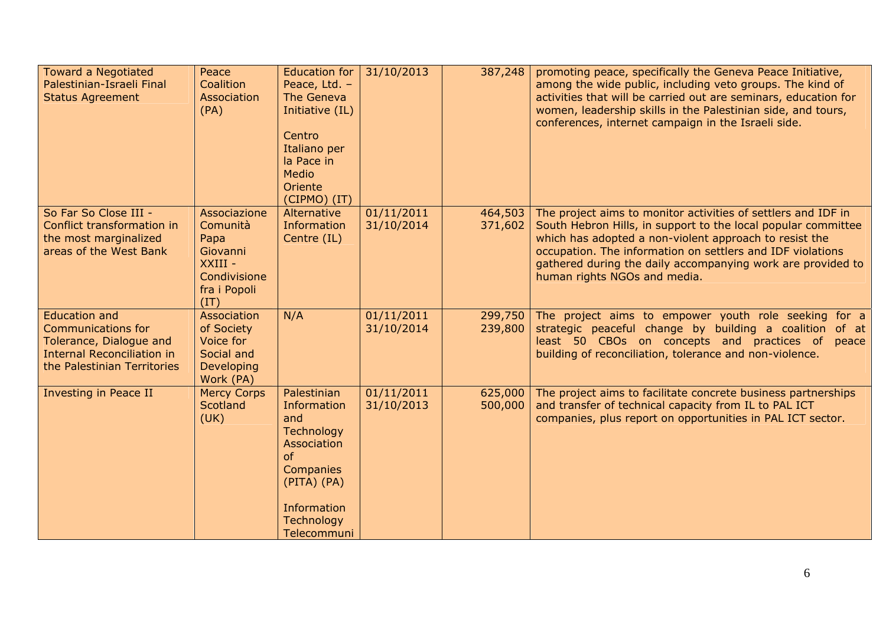| | | | | | |
|---|---|---|---|---|---|
| Toward a Negotiated Palestinian-Israeli Final Status Agreement | Peace Coalition Association (PA) | Education for Peace, Ltd. – The Geneva Initiative (IL)<br><br>Centro Italiano per la Pace in Medio Oriente (CIPMO) (IT) | 31/10/2013 | 387,248 | promoting peace, specifically the Geneva Peace Initiative, among the wide public, including veto groups. The kind of activities that will be carried out are seminars, education for women, leadership skills in the Palestinian side, and tours, conferences, internet campaign in the Israeli side. |
| So Far So Close III - Conflict transformation in the most marginalized areas of the West Bank | Associazione Comunità Papa Giovanni XXIII - Condivisione fra i Popoli (IT) | Alternative Information Centre (IL) | 01/11/2011<br>31/10/2014 | 464,503<br>371,602 | The project aims to monitor activities of settlers and IDF in South Hebron Hills, in support to the local popular committee which has adopted a non-violent approach to resist the occupation. The information on settlers and IDF violations gathered during the daily accompanying work are provided to human rights NGOs and media. |
| Education and Communications for Tolerance, Dialogue and Internal Reconciliation in the Palestinian Territories | Association of Society Voice for Social and Developing Work (PA) | N/A | 01/11/2011<br>31/10/2014 | 299,750<br>239,800 | The project aims to empower youth role seeking for a strategic peaceful change by building a coalition of at least 50 CBOs on concepts and practices of peace building of reconciliation, tolerance and non-violence. |
| Investing in Peace II | Mercy Corps Scotland (UK) | Palestinian Information and Technology Association of Companies (PITA) (PA)<br><br>Information Technology Telecommuni | 01/11/2011<br>31/10/2013 | 625,000<br>500,000 | The project aims to facilitate concrete business partnerships and transfer of technical capacity from IL to PAL ICT companies, plus report on opportunities in PAL ICT sector. |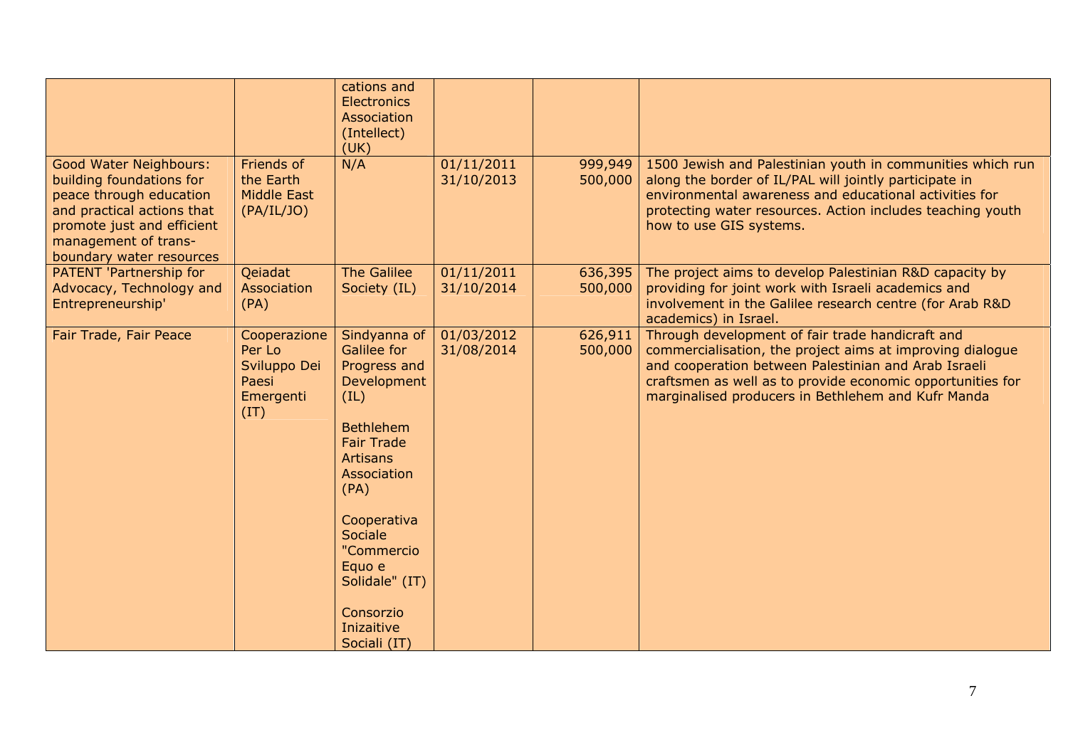| | | cations and Electronics Association (Intellect) (UK) | | | |
|---|---|---|---|---|---|
| Good Water Neighbours: building foundations for peace through education and practical actions that promote just and efficient management of trans-boundary water resources | Friends of the Earth Middle East (PA/IL/JO) | N/A | 01/11/2011 31/10/2013 | 999,949 500,000 | 1500 Jewish and Palestinian youth in communities which run along the border of IL/PAL will jointly participate in environmental awareness and educational activities for protecting water resources. Action includes teaching youth how to use GIS systems. |
| PATENT 'Partnership for Advocacy, Technology and Entrepreneurship' | Qeiadat Association (PA) | The Galilee Society (IL) | 01/11/2011 31/10/2014 | 636,395 500,000 | The project aims to develop Palestinian R&D capacity by providing for joint work with Israeli academics and involvement in the Galilee research centre (for Arab R&D academics) in Israel. |
| Fair Trade, Fair Peace | Cooperazione Per Lo Sviluppo Dei Paesi Emergenti (IT) | Sindyanna of Galilee for Progress and Development (IL)<br><br>Bethlehem Fair Trade Artisans Association (PA)<br><br>Cooperativa Sociale "Commercio Equo e Solidale" (IT)<br><br>Consorzio Inizaitive Sociali (IT) | 01/03/2012 31/08/2014 | 626,911 500,000 | Through development of fair trade handicraft and commercialisation, the project aims at improving dialogue and cooperation between Palestinian and Arab Israeli craftsmen as well as to provide economic opportunities for marginalised producers in Bethlehem and Kufr Manda |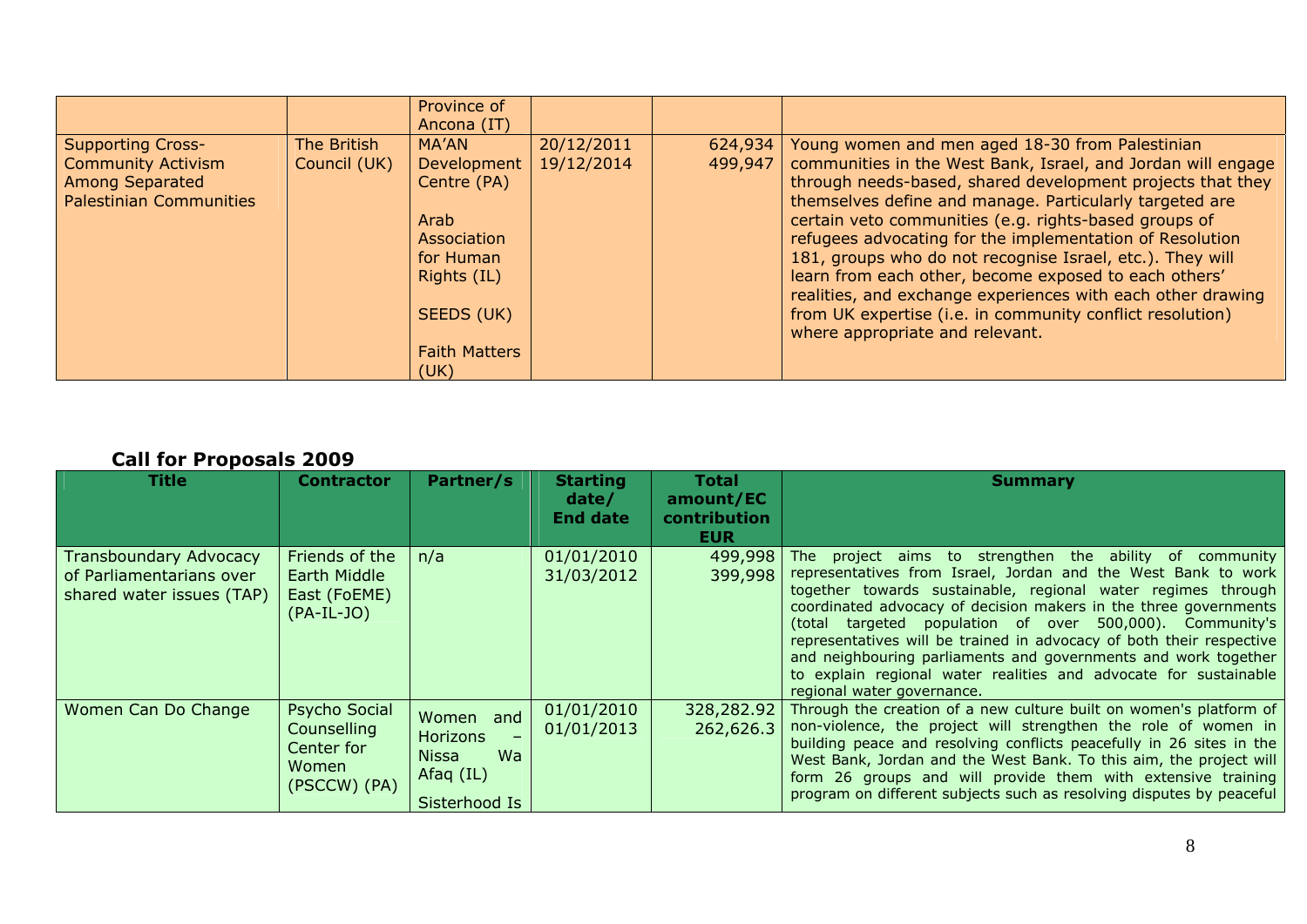| Title | Contractor | Partner/s | Starting date/ End date | Total amount/EC contribution EUR | Summary |
|---|---|---|---|---|---|
| | | Province of Ancona (IT) | | | |
| Supporting Cross-Community Activism Among Separated Palestinian Communities | The British Council (UK) | MA'AN Development Centre (PA)<br><br>Arab Association for Human Rights (IL)<br><br>SEEDS (UK)<br><br>Faith Matters (UK) | 20/12/2011<br>19/12/2014 | 624,934<br>499,947 | Young women and men aged 18-30 from Palestinian communities in the West Bank, Israel, and Jordan will engage through needs-based, shared development projects that they themselves define and manage. Particularly targeted are certain veto communities (e.g. rights-based groups of refugees advocating for the implementation of Resolution 181, groups who do not recognise Israel, etc.). They will learn from each other, become exposed to each others' realities, and exchange experiences with each other drawing from UK expertise (i.e. in community conflict resolution) where appropriate and relevant. |

## Call for Proposals 2009

| Title | Contractor | Partner/s | Starting date/ End date | Total amount/EC contribution EUR | Summary |
|---|---|---|---|---|---|
| Transboundary Advocacy of Parliamentarians over shared water issues (TAP) | Friends of the Earth Middle East (FoEME) (PA-IL-JO) | n/a | 01/01/2010<br>31/03/2012 | 499,998<br>399,998 | The project aims to strengthen the ability of community representatives from Israel, Jordan and the West Bank to work together towards sustainable, regional water regimes through coordinated advocacy of decision makers in the three governments (total targeted population of over 500,000). Community's representatives will be trained in advocacy of both their respective and neighbouring parliaments and governments and work together to explain regional water realities and advocate for sustainable regional water governance. |
| Women Can Do Change | Psycho Social Counselling Center for Women (PSCCW) (PA) | Women and Horizons – Nissa Wa Afaq (IL)<br><br>Sisterhood Is | 01/01/2010<br>01/01/2013 | 328,282.92<br>262,626.3 | Through the creation of a new culture built on women's platform of non-violence, the project will strengthen the role of women in building peace and resolving conflicts peacefully in 26 sites in the West Bank, Jordan and the West Bank. To this aim, the project will form 26 groups and will provide them with extensive training program on different subjects such as resolving disputes by peaceful |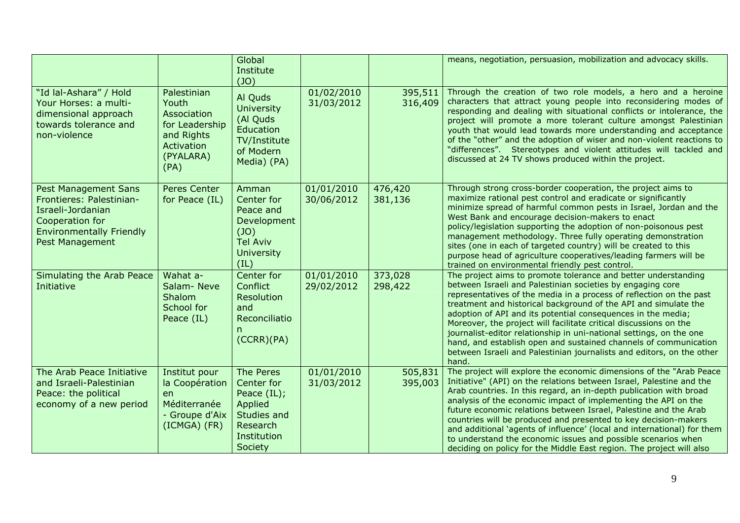| | | | | | |
|---|---|---|---|---|---|
| | | Global Institute (JO) | | | means, negotiation, persuasion, mobilization and advocacy skills. |
| "Id lal-Ashara" / Hold Your Horses: a multi-dimensional approach towards tolerance and non-violence | Palestinian Youth Association for Leadership and Rights Activation (PYALARA) (PA) | Al Quds University (Al Quds Education TV/Institute of Modern Media) (PA) | 01/02/2010 31/03/2012 | 395,511 316,409 | Through the creation of two role models, a hero and a heroine characters that attract young people into reconsidering modes of responding and dealing with situational conflicts or intolerance, the project will promote a more tolerant culture amongst Palestinian youth that would lead towards more understanding and acceptance of the "other" and the adoption of wiser and non-violent reactions to "differences". Stereotypes and violent attitudes will tackled and discussed at 24 TV shows produced within the project. |
| Pest Management Sans Frontieres: Palestinian-Israeli-Jordanian Cooperation for Environmentally Friendly Pest Management | Peres Center for Peace (IL) | Amman Center for Peace and Development (JO) Tel Aviv University (IL) | 01/01/2010 30/06/2012 | 476,420 381,136 | Through strong cross-border cooperation, the project aims to maximize rational pest control and eradicate or significantly minimize spread of harmful common pests in Israel, Jordan and the West Bank and encourage decision-makers to enact policy/legislation supporting the adoption of non-poisonous pest management methodology. Three fully operating demonstration sites (one in each of targeted country) will be created to this purpose head of agriculture cooperatives/leading farmers will be trained on environmental friendly pest control. |
| Simulating the Arab Peace Initiative | Wahat a-Salam- Neve Shalom School for Peace (IL) | Center for Conflict Resolution and Reconciliation (CCRR)(PA) | 01/01/2010 29/02/2012 | 373,028 298,422 | The project aims to promote tolerance and better understanding between Israeli and Palestinian societies by engaging core representatives of the media in a process of reflection on the past treatment and historical background of the API and simulate the adoption of API and its potential consequences in the media; Moreover, the project will facilitate critical discussions on the journalist-editor relationship in uni-national settings, on the one hand, and establish open and sustained channels of communication between Israeli and Palestinian journalists and editors, on the other hand. |
| The Arab Peace Initiative and Israeli-Palestinian Peace: the political economy of a new period | Institut pour la Coopération en Méditerranée - Groupe d'Aix (ICMGA) (FR) | The Peres Center for Peace (IL); Applied Studies and Research Institution Society | 01/01/2010 31/03/2012 | 505,831 395,003 | The project will explore the economic dimensions of the "Arab Peace Initiative" (API) on the relations between Israel, Palestine and the Arab countries. In this regard, an in-depth publication with broad analysis of the economic impact of implementing the API on the future economic relations between Israel, Palestine and the Arab countries will be produced and presented to key decision-makers and additional 'agents of influence' (local and international) for them to understand the economic issues and possible scenarios when deciding on policy for the Middle East region. The project will also |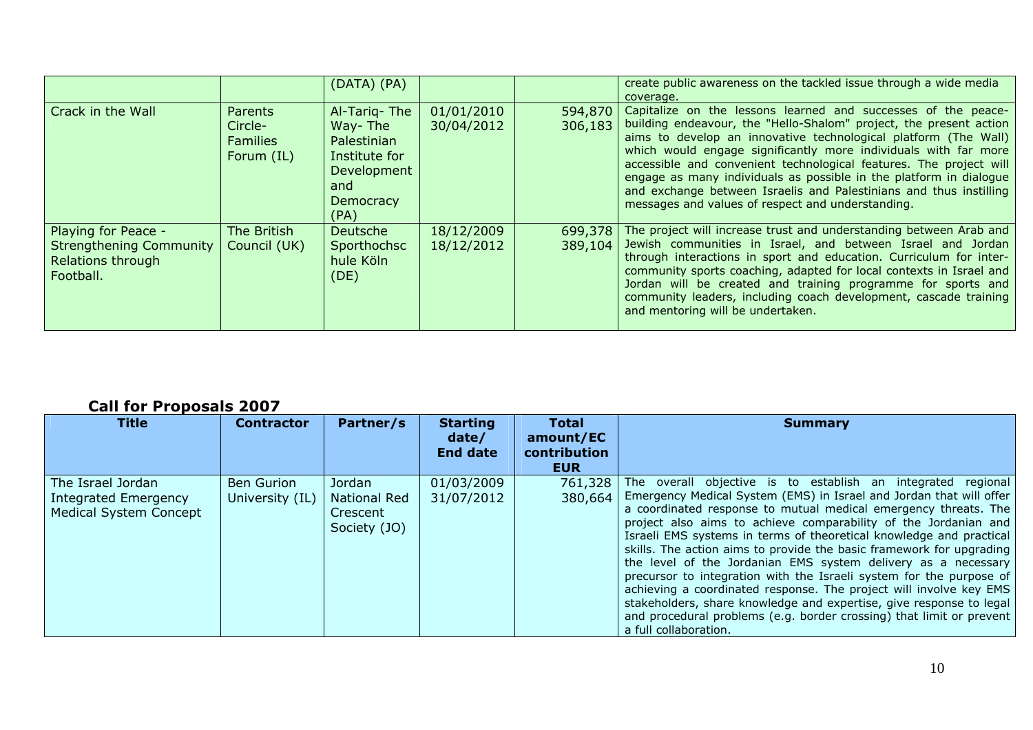| | | (DATA) (PA) | | | create public awareness on the tackled issue through a wide media coverage. |
|---|---|---|---|---|---|
| Crack in the Wall | Parents Circle-Families Forum (IL) | Al-Tariq- The Way- The Palestinian Institute for Development and Democracy (PA) | 01/01/2010 30/04/2012 | 594,870 306,183 | Capitalize on the lessons learned and successes of the peace-building endeavour, the "Hello-Shalom" project, the present action aims to develop an innovative technological platform (The Wall) which would engage significantly more individuals with far more accessible and convenient technological features. The project will engage as many individuals as possible in the platform in dialogue and exchange between Israelis and Palestinians and thus instilling messages and values of respect and understanding. |
| Playing for Peace - Strengthening Community Relations through Football. | The British Council (UK) | Deutsche Sporthochschule Köln (DE) | 18/12/2009 18/12/2012 | 699,378 389,104 | The project will increase trust and understanding between Arab and Jewish communities in Israel, and between Israel and Jordan through interactions in sport and education. Curriculum for inter-community sports coaching, adapted for local contexts in Israel and Jordan will be created and training programme for sports and community leaders, including coach development, cascade training and mentoring will be undertaken. |

## Call for Proposals 2007

| Title | Contractor | Partner/s | Starting date/ End date | Total amount/EC contribution EUR | Summary |
|---|---|---|---|---|---|
| The Israel Jordan Integrated Emergency Medical System Concept | Ben Gurion University (IL) | Jordan National Red Crescent Society (JO) | 01/03/2009 31/07/2012 | 761,328 380,664 | The overall objective is to establish an integrated regional Emergency Medical System (EMS) in Israel and Jordan that will offer a coordinated response to mutual medical emergency threats. The project also aims to achieve comparability of the Jordanian and Israeli EMS systems in terms of theoretical knowledge and practical skills. The action aims to provide the basic framework for upgrading the level of the Jordanian EMS system delivery as a necessary precursor to integration with the Israeli system for the purpose of achieving a coordinated response. The project will involve key EMS stakeholders, share knowledge and expertise, give response to legal and procedural problems (e.g. border crossing) that limit or prevent a full collaboration. |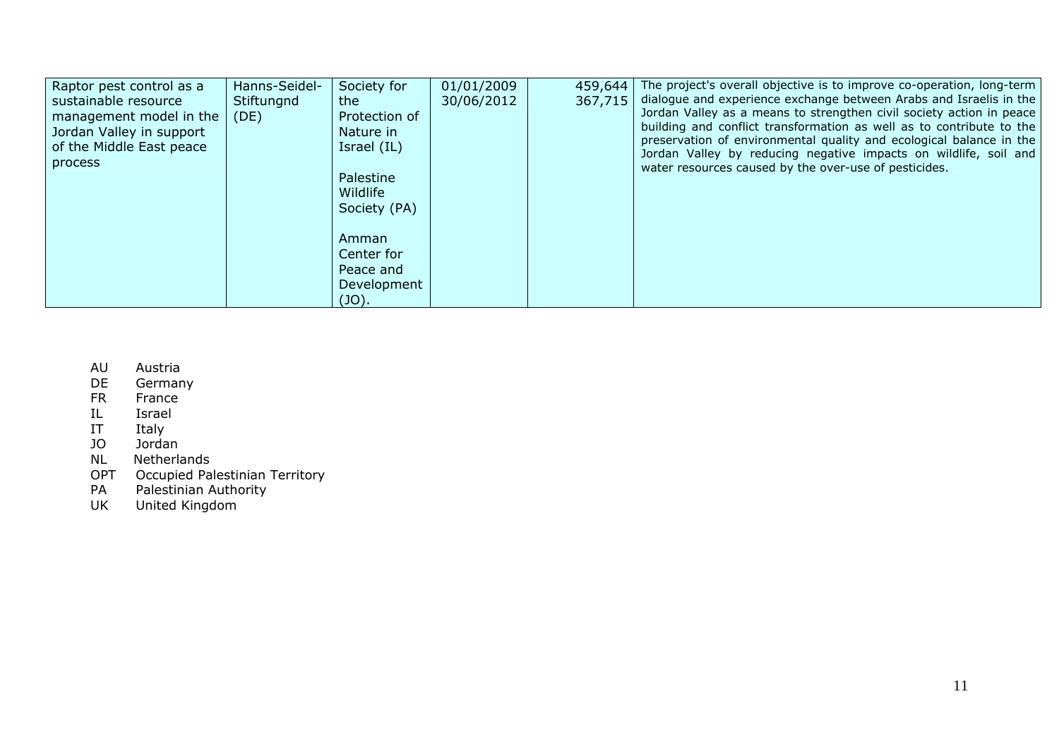| | | | | | |
|---|---|---|---|---|---|
| Raptor pest control as a sustainable resource management model in the Jordan Valley in support of the Middle East peace process | Hanns-Seidel-Stiftungnd (DE) | Society for the Protection of Nature in Israel (IL)<br><br>Palestine Wildlife Society (PA)<br><br>Amman Center for Peace and Development (JO). | 01/01/2009<br>30/06/2012 | 459,644<br>367,715 | The project's overall objective is to improve co-operation, long-term dialogue and experience exchange between Arabs and Israelis in the Jordan Valley as a means to strengthen civil society action in peace building and conflict transformation as well as to contribute to the preservation of environmental quality and ecological balance in the Jordan Valley by reducing negative impacts on wildlife, soil and water resources caused by the over-use of pesticides. |

AU Austria
DE Germany
FR France
IL Israel
IT Italy
JO Jordan
NL Netherlands
OPT Occupied Palestinian Territory
PA Palestinian Authority
UK United Kingdom